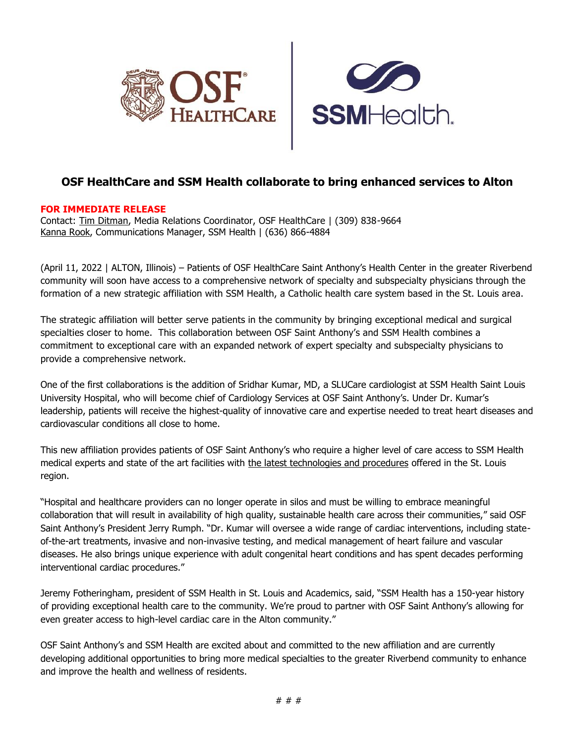# OSF HealthCare and SSM Health collaborate to bring enhanced services to Alton

**FOR IMMEDIATE RELEASE**

Contact: Tim Ditman, Media Relations Coordinator, OSF HealthCare | (309) 838-9664
Kanna Rook, Communications Manager, SSM Health | (636) 866-4884

(April 11, 2022 | ALTON, Illinois) – Patients of OSF HealthCare Saint Anthony's Health Center in the greater Riverbend community will soon have access to a comprehensive network of specialty and subspecialty physicians through the formation of a new strategic affiliation with SSM Health, a Catholic health care system based in the St. Louis area.

The strategic affiliation will better serve patients in the community by bringing exceptional medical and surgical specialties closer to home. This collaboration between OSF Saint Anthony's and SSM Health combines a commitment to exceptional care with an expanded network of expert specialty and subspecialty physicians to provide a comprehensive network.

One of the first collaborations is the addition of Sridhar Kumar, MD, a SLUCare cardiologist at SSM Health Saint Louis University Hospital, who will become chief of Cardiology Services at OSF Saint Anthony's. Under Dr. Kumar's leadership, patients will receive the highest-quality of innovative care and expertise needed to treat heart diseases and cardiovascular conditions all close to home.

This new affiliation provides patients of OSF Saint Anthony's who require a higher level of care access to SSM Health medical experts and state of the art facilities with the latest technologies and procedures offered in the St. Louis region.

"Hospital and healthcare providers can no longer operate in silos and must be willing to embrace meaningful collaboration that will result in availability of high quality, sustainable health care across their communities," said OSF Saint Anthony's President Jerry Rumph. "Dr. Kumar will oversee a wide range of cardiac interventions, including state-of-the-art treatments, invasive and non-invasive testing, and medical management of heart failure and vascular diseases. He also brings unique experience with adult congenital heart conditions and has spent decades performing interventional cardiac procedures."

Jeremy Fotheringham, president of SSM Health in St. Louis and Academics, said, "SSM Health has a 150-year history of providing exceptional health care to the community. We're proud to partner with OSF Saint Anthony's allowing for even greater access to high-level cardiac care in the Alton community."

OSF Saint Anthony's and SSM Health are excited about and committed to the new affiliation and are currently developing additional opportunities to bring more medical specialties to the greater Riverbend community to enhance and improve the health and wellness of residents.

# # #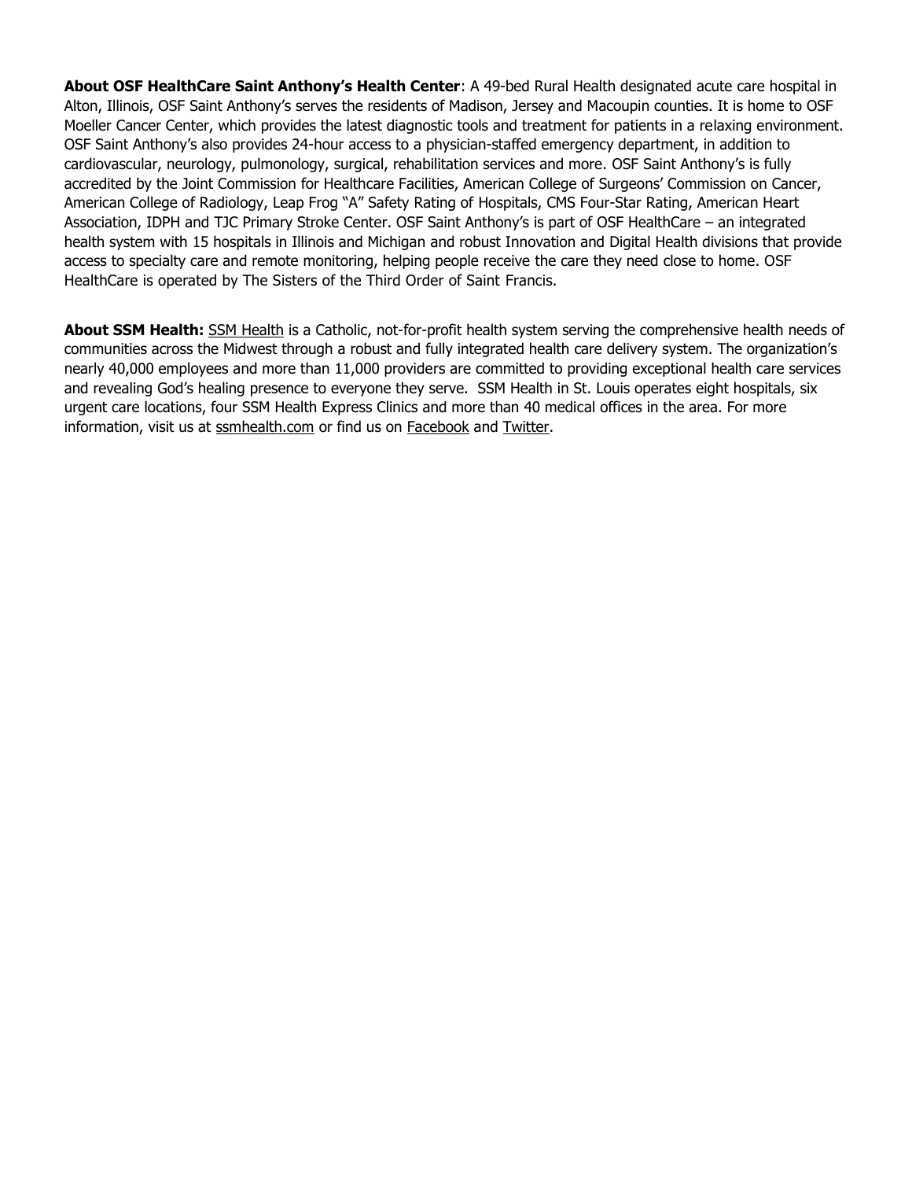**About OSF HealthCare Saint Anthony's Health Center**: A 49-bed Rural Health designated acute care hospital in Alton, Illinois, OSF Saint Anthony's serves the residents of Madison, Jersey and Macoupin counties. It is home to OSF Moeller Cancer Center, which provides the latest diagnostic tools and treatment for patients in a relaxing environment. OSF Saint Anthony's also provides 24-hour access to a physician-staffed emergency department, in addition to cardiovascular, neurology, pulmonology, surgical, rehabilitation services and more. OSF Saint Anthony's is fully accredited by the Joint Commission for Healthcare Facilities, American College of Surgeons' Commission on Cancer, American College of Radiology, Leap Frog "A" Safety Rating of Hospitals, CMS Four-Star Rating, American Heart Association, IDPH and TJC Primary Stroke Center. OSF Saint Anthony's is part of OSF HealthCare – an integrated health system with 15 hospitals in Illinois and Michigan and robust Innovation and Digital Health divisions that provide access to specialty care and remote monitoring, helping people receive the care they need close to home. OSF HealthCare is operated by The Sisters of the Third Order of Saint Francis.

**About SSM Health:** SSM Health is a Catholic, not-for-profit health system serving the comprehensive health needs of communities across the Midwest through a robust and fully integrated health care delivery system. The organization's nearly 40,000 employees and more than 11,000 providers are committed to providing exceptional health care services and revealing God's healing presence to everyone they serve. SSM Health in St. Louis operates eight hospitals, six urgent care locations, four SSM Health Express Clinics and more than 40 medical offices in the area. For more information, visit us at ssmhealth.com or find us on Facebook and Twitter.